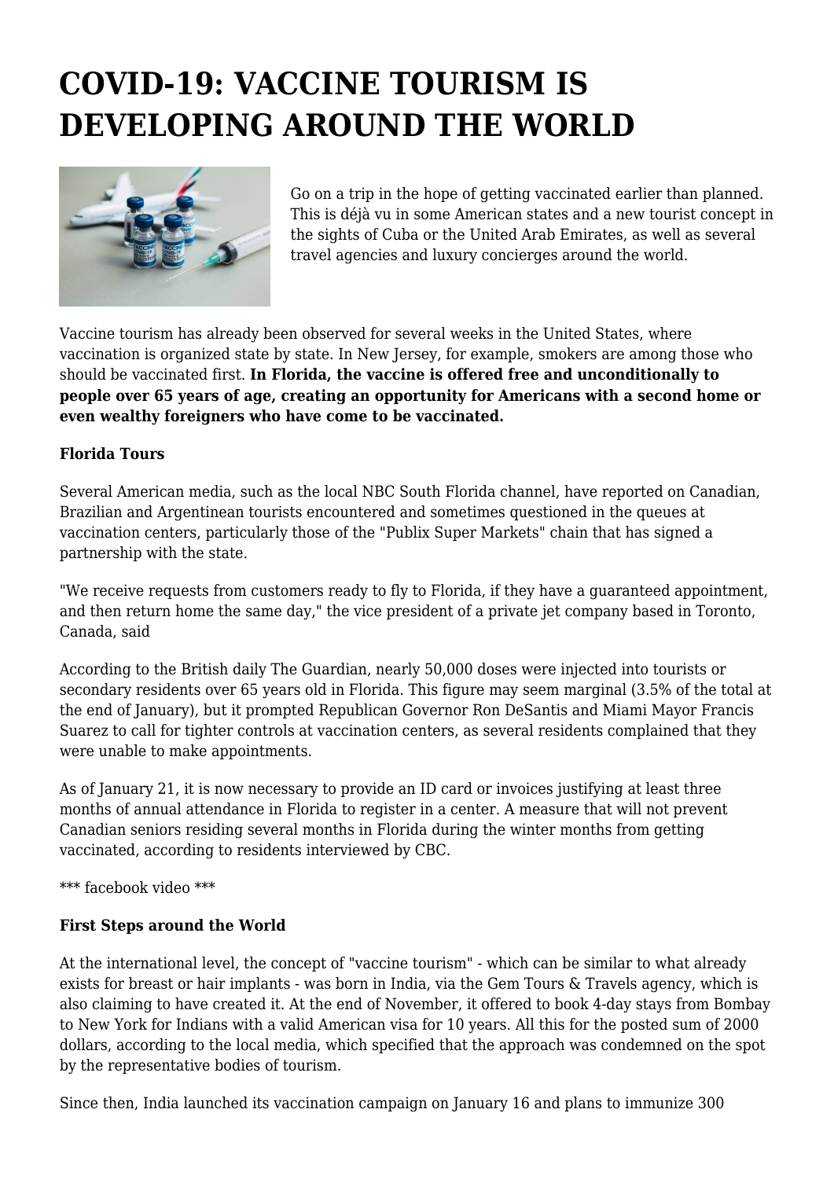# COVID-19: VACCINE TOURISM IS DEVELOPING AROUND THE WORLD

Go on a trip in the hope of getting vaccinated earlier than planned. This is déjà vu in some American states and a new tourist concept in the sights of Cuba or the United Arab Emirates, as well as several travel agencies and luxury concierges around the world.

Vaccine tourism has already been observed for several weeks in the United States, where vaccination is organized state by state. In New Jersey, for example, smokers are among those who should be vaccinated first. **In Florida, the vaccine is offered free and unconditionally to people over 65 years of age, creating an opportunity for Americans with a second home or even wealthy foreigners who have come to be vaccinated.**

**Florida Tours**

Several American media, such as the local NBC South Florida channel, have reported on Canadian, Brazilian and Argentinean tourists encountered and sometimes questioned in the queues at vaccination centers, particularly those of the "Publix Super Markets" chain that has signed a partnership with the state.

"We receive requests from customers ready to fly to Florida, if they have a guaranteed appointment, and then return home the same day," the vice president of a private jet company based in Toronto, Canada, said

According to the British daily The Guardian, nearly 50,000 doses were injected into tourists or secondary residents over 65 years old in Florida. This figure may seem marginal (3.5% of the total at the end of January), but it prompted Republican Governor Ron DeSantis and Miami Mayor Francis Suarez to call for tighter controls at vaccination centers, as several residents complained that they were unable to make appointments.

As of January 21, it is now necessary to provide an ID card or invoices justifying at least three months of annual attendance in Florida to register in a center. A measure that will not prevent Canadian seniors residing several months in Florida during the winter months from getting vaccinated, according to residents interviewed by CBC.

*** facebook video ***

**First Steps around the World**

At the international level, the concept of "vaccine tourism" - which can be similar to what already exists for breast or hair implants - was born in India, via the Gem Tours & Travels agency, which is also claiming to have created it. At the end of November, it offered to book 4-day stays from Bombay to New York for Indians with a valid American visa for 10 years. All this for the posted sum of 2000 dollars, according to the local media, which specified that the approach was condemned on the spot by the representative bodies of tourism.

Since then, India launched its vaccination campaign on January 16 and plans to immunize 300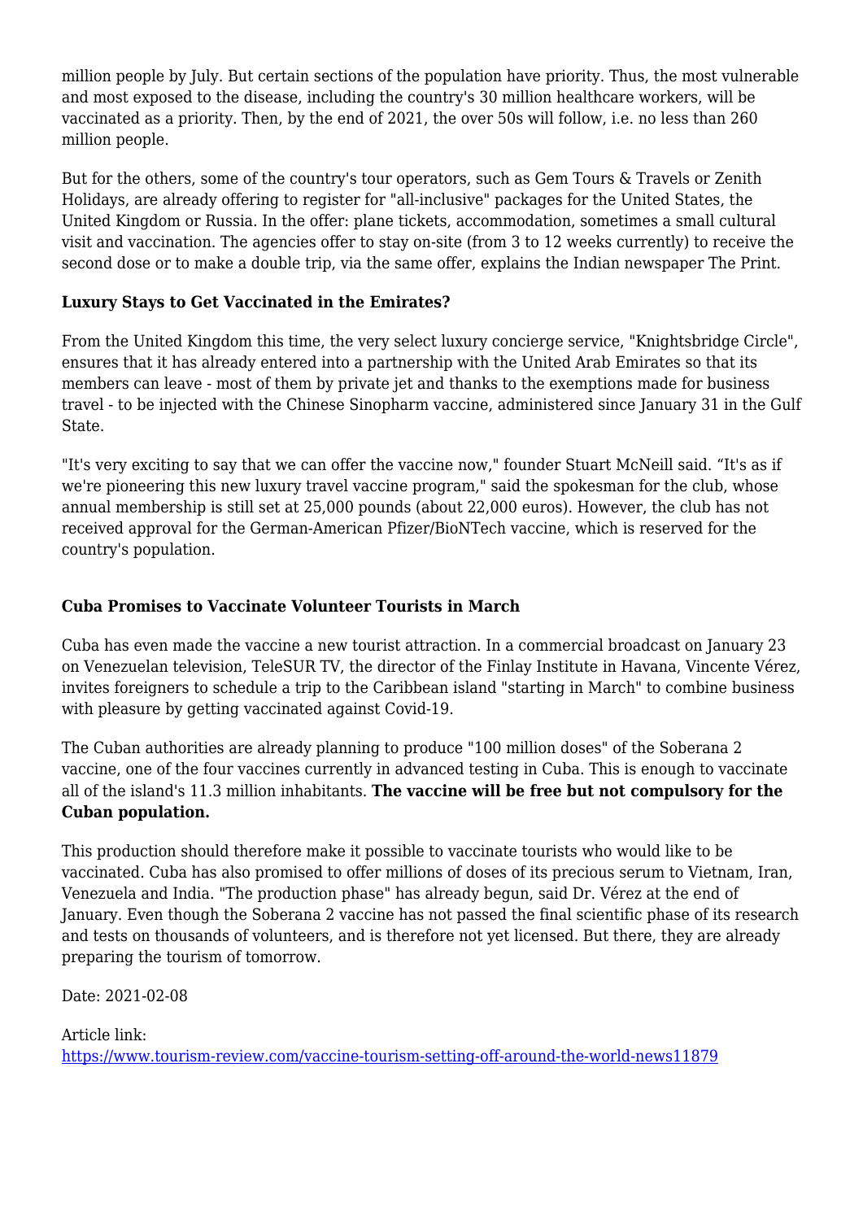million people by July. But certain sections of the population have priority. Thus, the most vulnerable and most exposed to the disease, including the country's 30 million healthcare workers, will be vaccinated as a priority. Then, by the end of 2021, the over 50s will follow, i.e. no less than 260 million people.

But for the others, some of the country's tour operators, such as Gem Tours & Travels or Zenith Holidays, are already offering to register for "all-inclusive" packages for the United States, the United Kingdom or Russia. In the offer: plane tickets, accommodation, sometimes a small cultural visit and vaccination. The agencies offer to stay on-site (from 3 to 12 weeks currently) to receive the second dose or to make a double trip, via the same offer, explains the Indian newspaper The Print.

### Luxury Stays to Get Vaccinated in the Emirates?

From the United Kingdom this time, the very select luxury concierge service, "Knightsbridge Circle", ensures that it has already entered into a partnership with the United Arab Emirates so that its members can leave - most of them by private jet and thanks to the exemptions made for business travel - to be injected with the Chinese Sinopharm vaccine, administered since January 31 in the Gulf State.

"It's very exciting to say that we can offer the vaccine now," founder Stuart McNeill said. "It's as if we're pioneering this new luxury travel vaccine program," said the spokesman for the club, whose annual membership is still set at 25,000 pounds (about 22,000 euros). However, the club has not received approval for the German-American Pfizer/BioNTech vaccine, which is reserved for the country's population.

### Cuba Promises to Vaccinate Volunteer Tourists in March

Cuba has even made the vaccine a new tourist attraction. In a commercial broadcast on January 23 on Venezuelan television, TeleSUR TV, the director of the Finlay Institute in Havana, Vincente Vérez, invites foreigners to schedule a trip to the Caribbean island "starting in March" to combine business with pleasure by getting vaccinated against Covid-19.

The Cuban authorities are already planning to produce "100 million doses" of the Soberana 2 vaccine, one of the four vaccines currently in advanced testing in Cuba. This is enough to vaccinate all of the island's 11.3 million inhabitants. **The vaccine will be free but not compulsory for the Cuban population.**

This production should therefore make it possible to vaccinate tourists who would like to be vaccinated. Cuba has also promised to offer millions of doses of its precious serum to Vietnam, Iran, Venezuela and India. "The production phase" has already begun, said Dr. Vérez at the end of January. Even though the Soberana 2 vaccine has not passed the final scientific phase of its research and tests on thousands of volunteers, and is therefore not yet licensed. But there, they are already preparing the tourism of tomorrow.

Date: 2021-02-08

Article link:
https://www.tourism-review.com/vaccine-tourism-setting-off-around-the-world-news11879